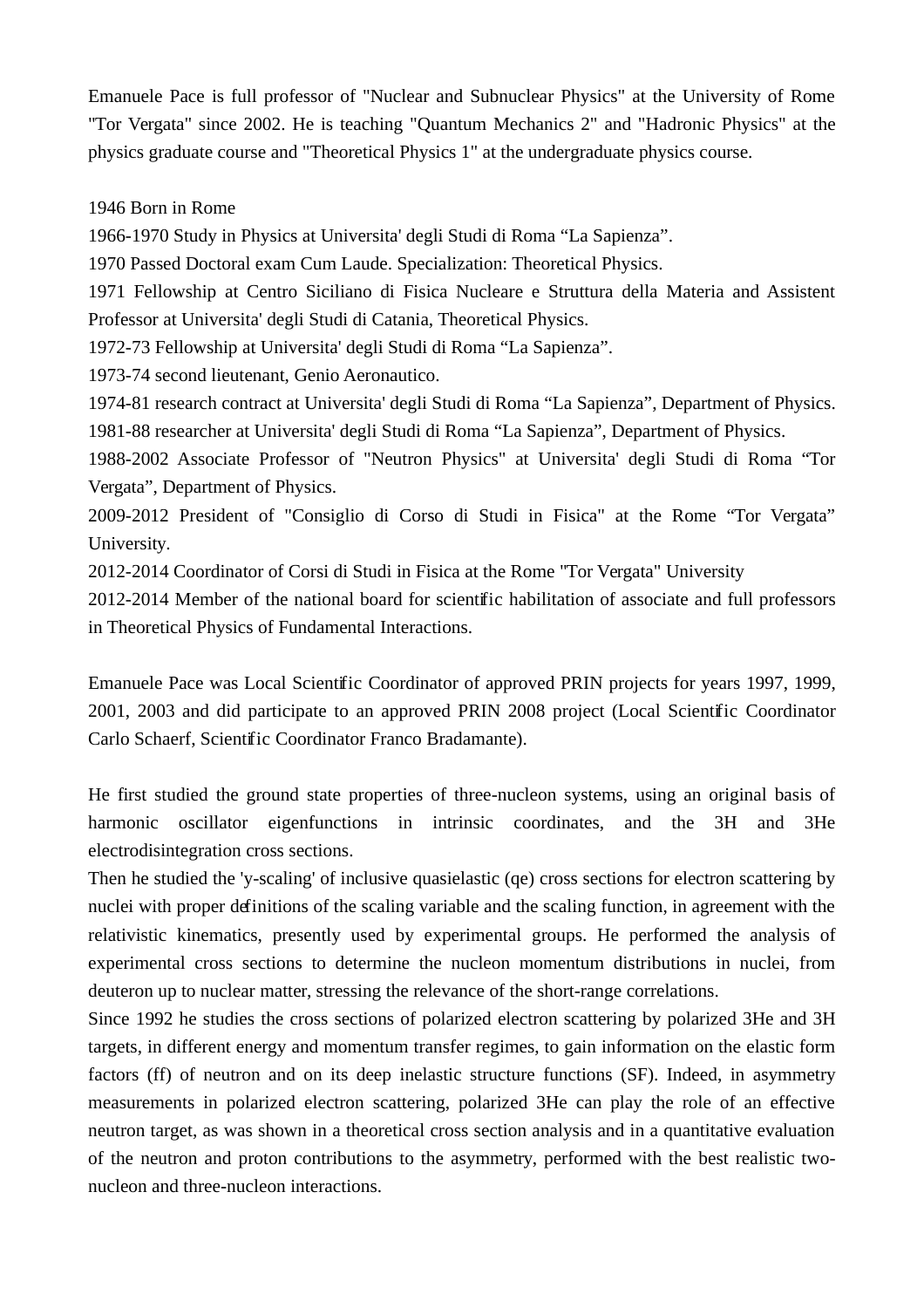Emanuele Pace is full professor of "Nuclear and Subnuclear Physics" at the University of Rome "Tor Vergata" since 2002. He is teaching "Quantum Mechanics 2" and "Hadronic Physics" at the physics graduate course and "Theoretical Physics 1" at the undergraduate physics course.

1946 Born in Rome

1966-1970 Study in Physics at Universita' degli Studi di Roma “La Sapienza”.

1970 Passed Doctoral exam Cum Laude. Specialization: Theoretical Physics.

1971 Fellowship at Centro Siciliano di Fisica Nucleare e Struttura della Materia and Assistent Professor at Universita' degli Studi di Catania, Theoretical Physics.

1972-73 Fellowship at Universita' degli Studi di Roma “La Sapienza”.

1973-74 second lieutenant, Genio Aeronautico.

1974-81 research contract at Universita' degli Studi di Roma “La Sapienza”, Department of Physics.

1981-88 researcher at Universita' degli Studi di Roma “La Sapienza”, Department of Physics.

1988-2002 Associate Professor of "Neutron Physics" at Universita' degli Studi di Roma “Tor Vergata”, Department of Physics.

2009-2012 President of "Consiglio di Corso di Studi in Fisica" at the Rome “Tor Vergata” University.

2012-2014 Coordinator of Corsi di Studi in Fisica at the Rome "Tor Vergata" University

2012-2014 Member of the national board for scientific habilitation of associate and full professors in Theoretical Physics of Fundamental Interactions.

Emanuele Pace was Local Scientific Coordinator of approved PRIN projects for years 1997, 1999, 2001, 2003 and did participate to an approved PRIN 2008 project (Local Scientific Coordinator Carlo Schaerf, Scientific Coordinator Franco Bradamante).

He first studied the ground state properties of three-nucleon systems, using an original basis of harmonic oscillator eigenfunctions in intrinsic coordinates, and the 3H and 3He electrodisintegration cross sections.

Then he studied the 'y-scaling' of inclusive quasielastic (qe) cross sections for electron scattering by nuclei with proper definitions of the scaling variable and the scaling function, in agreement with the relativistic kinematics, presently used by experimental groups. He performed the analysis of experimental cross sections to determine the nucleon momentum distributions in nuclei, from deuteron up to nuclear matter, stressing the relevance of the short-range correlations.

Since 1992 he studies the cross sections of polarized electron scattering by polarized 3He and 3H targets, in different energy and momentum transfer regimes, to gain information on the elastic form factors (ff) of neutron and on its deep inelastic structure functions (SF). Indeed, in asymmetry measurements in polarized electron scattering, polarized 3He can play the role of an effective neutron target, as was shown in a theoretical cross section analysis and in a quantitative evaluation of the neutron and proton contributions to the asymmetry, performed with the best realistic two-nucleon and three-nucleon interactions.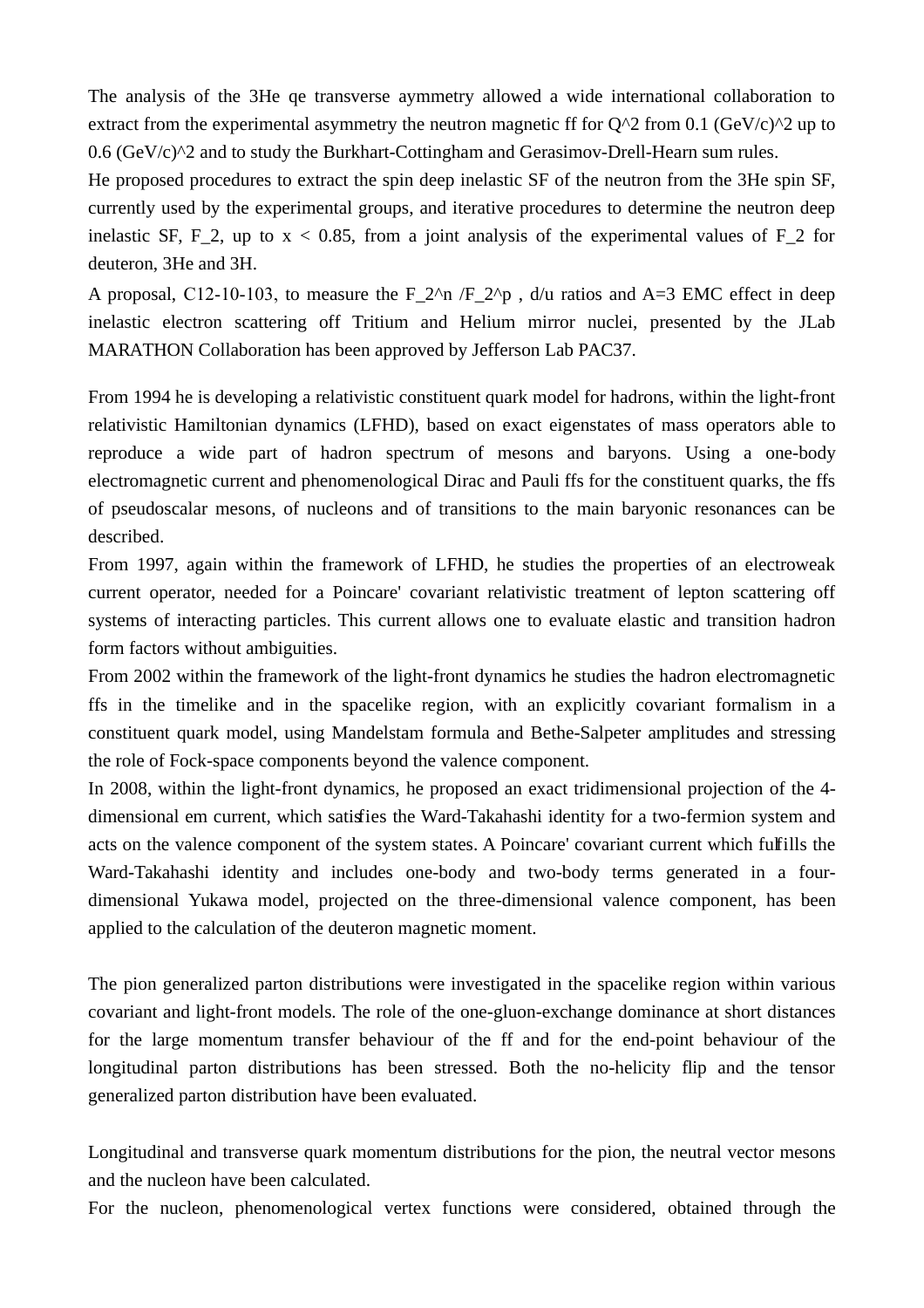The analysis of the 3He qe transverse aymmetry allowed a wide international collaboration to extract from the experimental asymmetry the neutron magnetic ff for $Q^2$ from 0.1 $(GeV/c)^2$ up to 0.6 $(GeV/c)^2$ and to study the Burkhart-Cottingham and Gerasimov-Drell-Hearn sum rules.

He proposed procedures to extract the spin deep inelastic SF of the neutron from the 3He spin SF, currently used by the experimental groups, and iterative procedures to determine the neutron deep inelastic SF, $F_2$, up to $x < 0.85$, from a joint analysis of the experimental values of $F_2$ for deuteron, 3He and 3H.

A proposal, C12-10-103, to measure the $F_2^n / F_2^p$ , d/u ratios and A=3 EMC effect in deep inelastic electron scattering off Tritium and Helium mirror nuclei, presented by the JLab MARATHON Collaboration has been approved by Jefferson Lab PAC37.

From 1994 he is developing a relativistic constituent quark model for hadrons, within the light-front relativistic Hamiltonian dynamics (LFHD), based on exact eigenstates of mass operators able to reproduce a wide part of hadron spectrum of mesons and baryons. Using a one-body electromagnetic current and phenomenological Dirac and Pauli ffs for the constituent quarks, the ffs of pseudoscalar mesons, of nucleons and of transitions to the main baryonic resonances can be described.

From 1997, again within the framework of LFHD, he studies the properties of an electroweak current operator, needed for a Poincare' covariant relativistic treatment of lepton scattering off systems of interacting particles. This current allows one to evaluate elastic and transition hadron form factors without ambiguities.

From 2002 within the framework of the light-front dynamics he studies the hadron electromagnetic ffs in the timelike and in the spacelike region, with an explicitly covariant formalism in a constituent quark model, using Mandelstam formula and Bethe-Salpeter amplitudes and stressing the role of Fock-space components beyond the valence component.

In 2008, within the light-front dynamics, he proposed an exact tridimensional projection of the 4-dimensional em current, which satisfies the Ward-Takahashi identity for a two-fermion system and acts on the valence component of the system states. A Poincare' covariant current which fulfills the Ward-Takahashi identity and includes one-body and two-body terms generated in a four-dimensional Yukawa model, projected on the three-dimensional valence component, has been applied to the calculation of the deuteron magnetic moment.

The pion generalized parton distributions were investigated in the spacelike region within various covariant and light-front models. The role of the one-gluon-exchange dominance at short distances for the large momentum transfer behaviour of the ff and for the end-point behaviour of the longitudinal parton distributions has been stressed. Both the no-helicity flip and the tensor generalized parton distribution have been evaluated.

Longitudinal and transverse quark momentum distributions for the pion, the neutral vector mesons and the nucleon have been calculated.

For the nucleon, phenomenological vertex functions were considered, obtained through the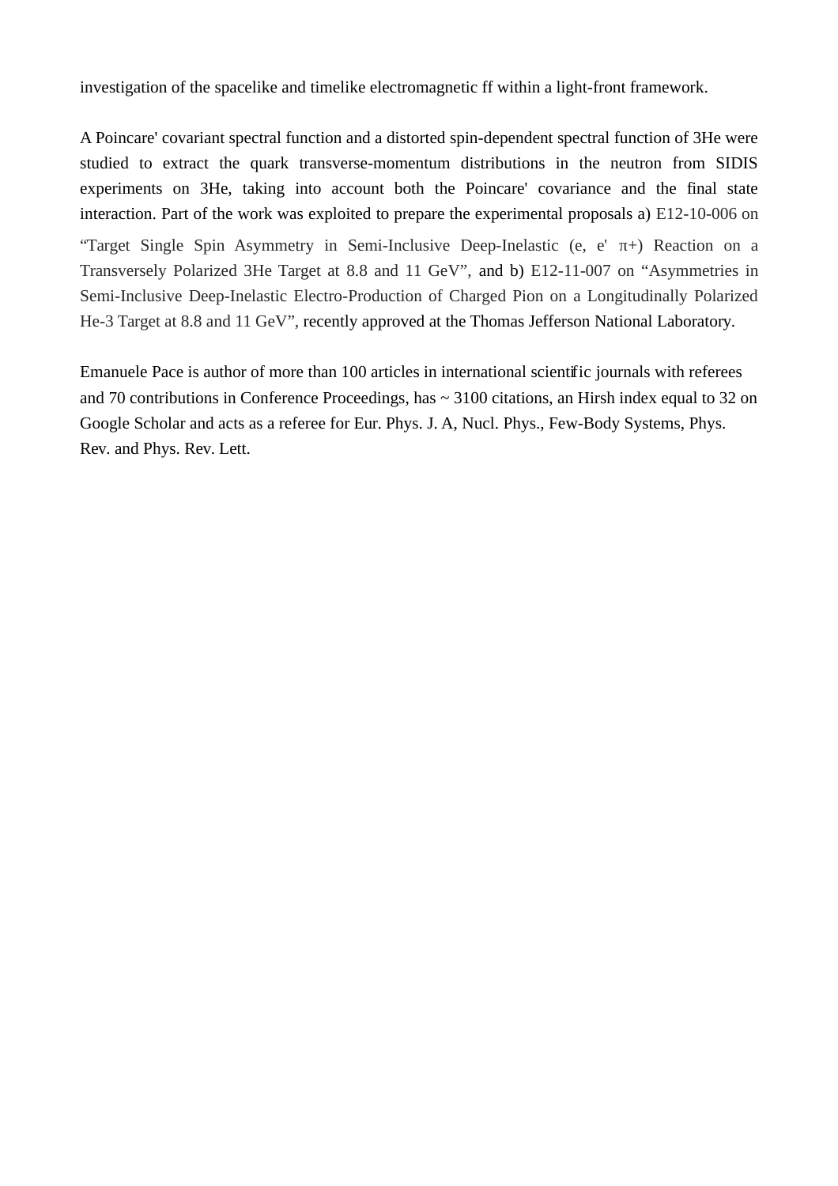investigation of the spacelike and timelike electromagnetic ff within a light-front framework.

A Poincare' covariant spectral function and a distorted spin-dependent spectral function of 3He were studied to extract the quark transverse-momentum distributions in the neutron from SIDIS experiments on 3He, taking into account both the Poincare' covariance and the final state interaction. Part of the work was exploited to prepare the experimental proposals a) E12-10-006 on “Target Single Spin Asymmetry in Semi-Inclusive Deep-Inelastic (e, e' π+) Reaction on a Transversely Polarized 3He Target at 8.8 and 11 GeV”, and b) E12-11-007 on “Asymmetries in Semi-Inclusive Deep-Inelastic Electro-Production of Charged Pion on a Longitudinally Polarized He-3 Target at 8.8 and 11 GeV”, recently approved at the Thomas Jefferson National Laboratory.

Emanuele Pace is author of more than 100 articles in international scientific journals with referees and 70 contributions in Conference Proceedings, has ~ 3100 citations, an Hirsh index equal to 32 on Google Scholar and acts as a referee for Eur. Phys. J. A, Nucl. Phys., Few-Body Systems, Phys. Rev. and Phys. Rev. Lett.